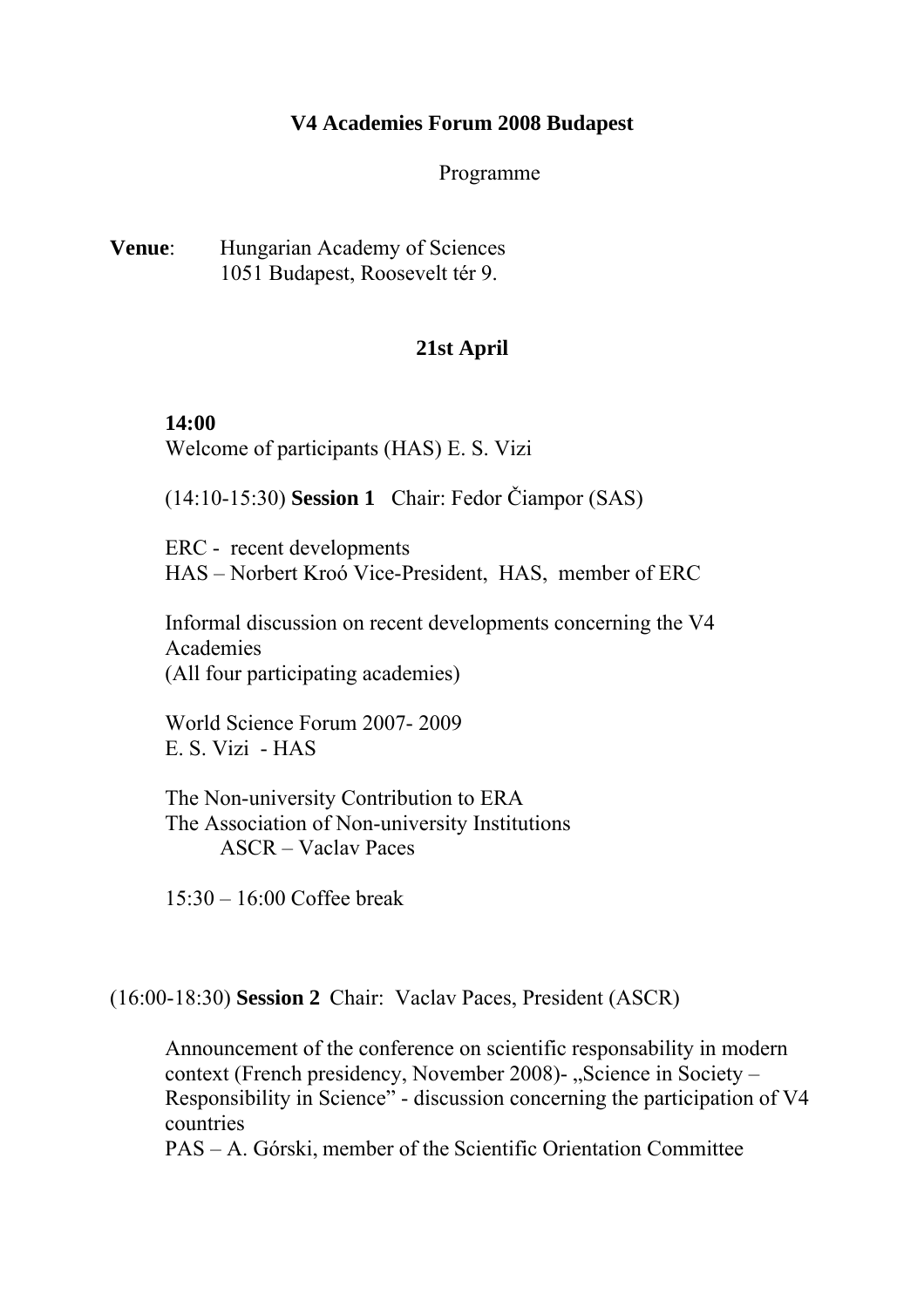# V4 Academies Forum 2008 Budapest

Programme

**Venue**: Hungarian Academy of Sciences
1051 Budapest, Roosevelt tér 9.

## 21st April

**14:00**
Welcome of participants (HAS) E. S. Vizi

(14:10-15:30) **Session 1** Chair: Fedor Čiampor (SAS)

ERC - recent developments
HAS – Norbert Kroó Vice-President, HAS, member of ERC

Informal discussion on recent developments concerning the V4 Academies
(All four participating academies)

World Science Forum 2007- 2009
E. S. Vizi - HAS

The Non-university Contribution to ERA
The Association of Non-university Institutions
ASCR – Vaclav Paces

15:30 – 16:00 Coffee break

(16:00-18:30) **Session 2** Chair: Vaclav Paces, President (ASCR)

Announcement of the conference on scientific responsability in modern context (French presidency, November 2008)- „Science in Society – Responsibility in Science" - discussion concerning the participation of V4 countries
PAS – A. Górski, member of the Scientific Orientation Committee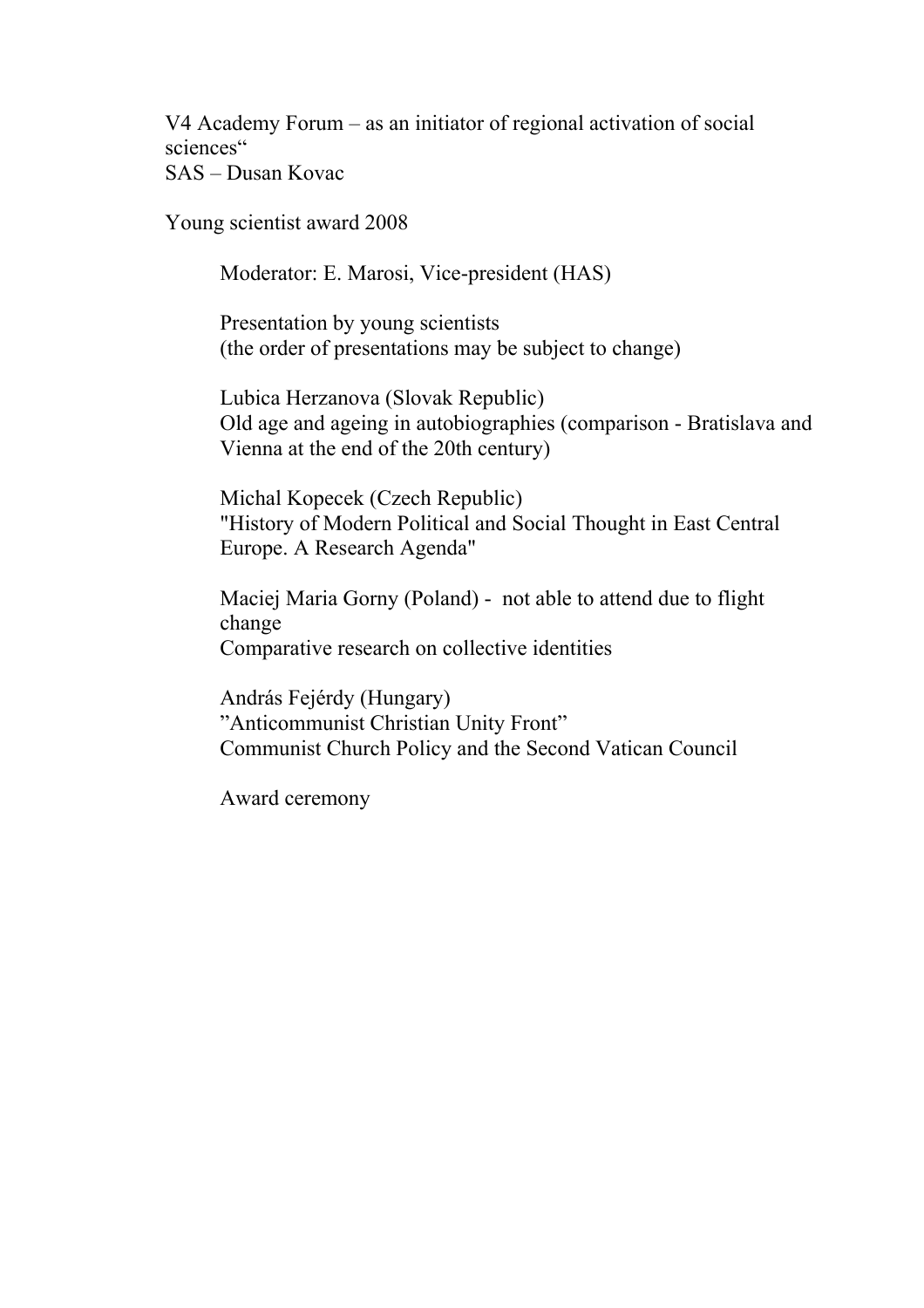V4 Academy Forum – as an initiator of regional activation of social sciences"
SAS – Dusan Kovac

Young scientist award 2008

Moderator: E. Marosi, Vice-president (HAS)

Presentation by young scientists
(the order of presentations may be subject to change)

Lubica Herzanova (Slovak Republic)
Old age and ageing in autobiographies (comparison - Bratislava and Vienna at the end of the 20th century)

Michal Kopecek (Czech Republic)
"History of Modern Political and Social Thought in East Central Europe. A Research Agenda"

Maciej Maria Gorny (Poland) - not able to attend due to flight change
Comparative research on collective identities

András Fejérdy (Hungary)
"Anticommunist Christian Unity Front"
Communist Church Policy and the Second Vatican Council

Award ceremony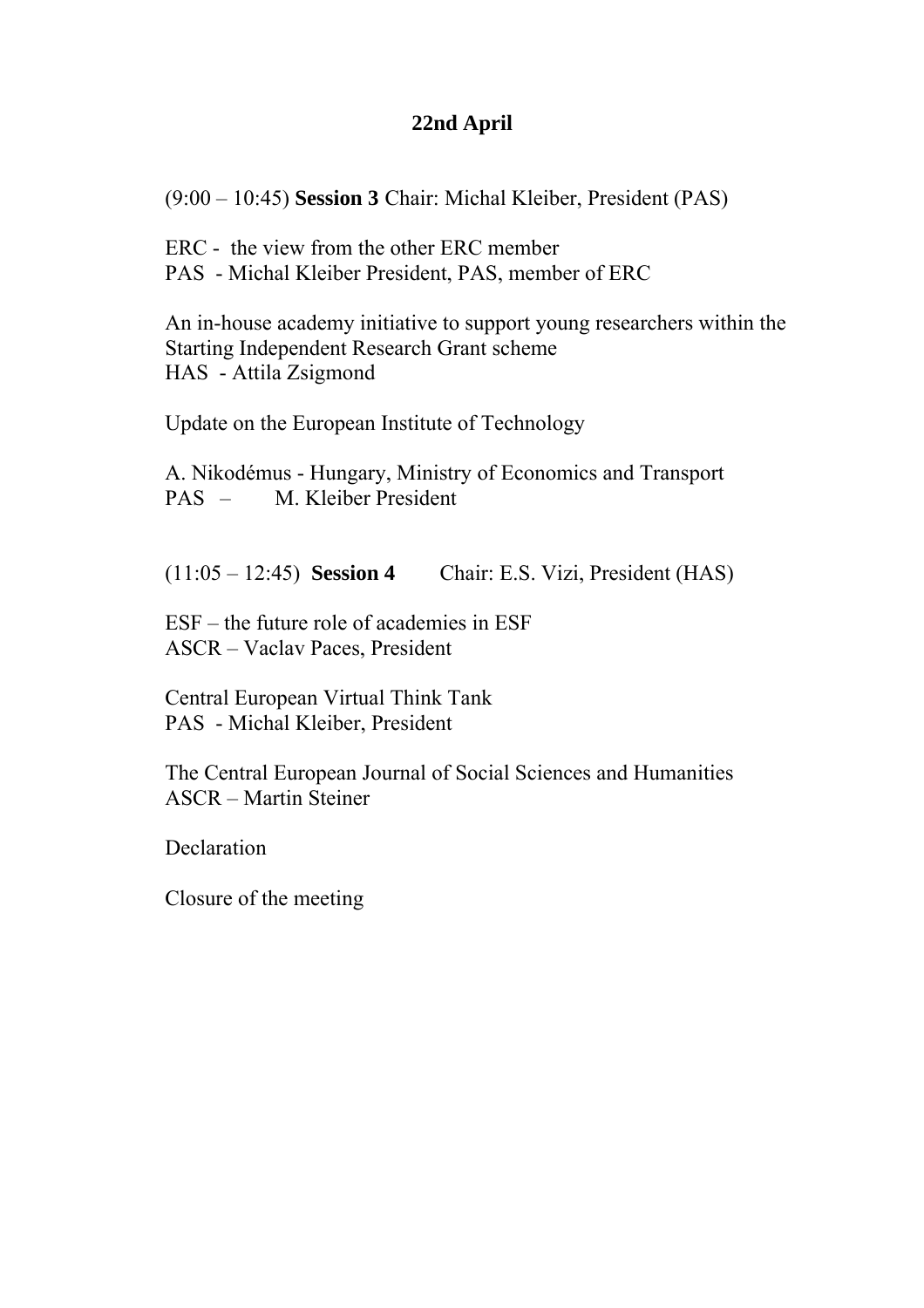**22nd April**

(9:00 – 10:45) **Session 3** Chair: Michal Kleiber, President (PAS)

ERC - the view from the other ERC member  
PAS - Michal Kleiber President, PAS, member of ERC

An in-house academy initiative to support young researchers within the Starting Independent Research Grant scheme  
HAS - Attila Zsigmond

Update on the European Institute of Technology

A. Nikodémus - Hungary, Ministry of Economics and Transport  
PAS – M. Kleiber President

(11:05 – 12:45) **Session 4** Chair: E.S. Vizi, President (HAS)

ESF – the future role of academies in ESF  
ASCR – Vaclav Paces, President

Central European Virtual Think Tank  
PAS - Michal Kleiber, President

The Central European Journal of Social Sciences and Humanities  
ASCR – Martin Steiner

Declaration

Closure of the meeting